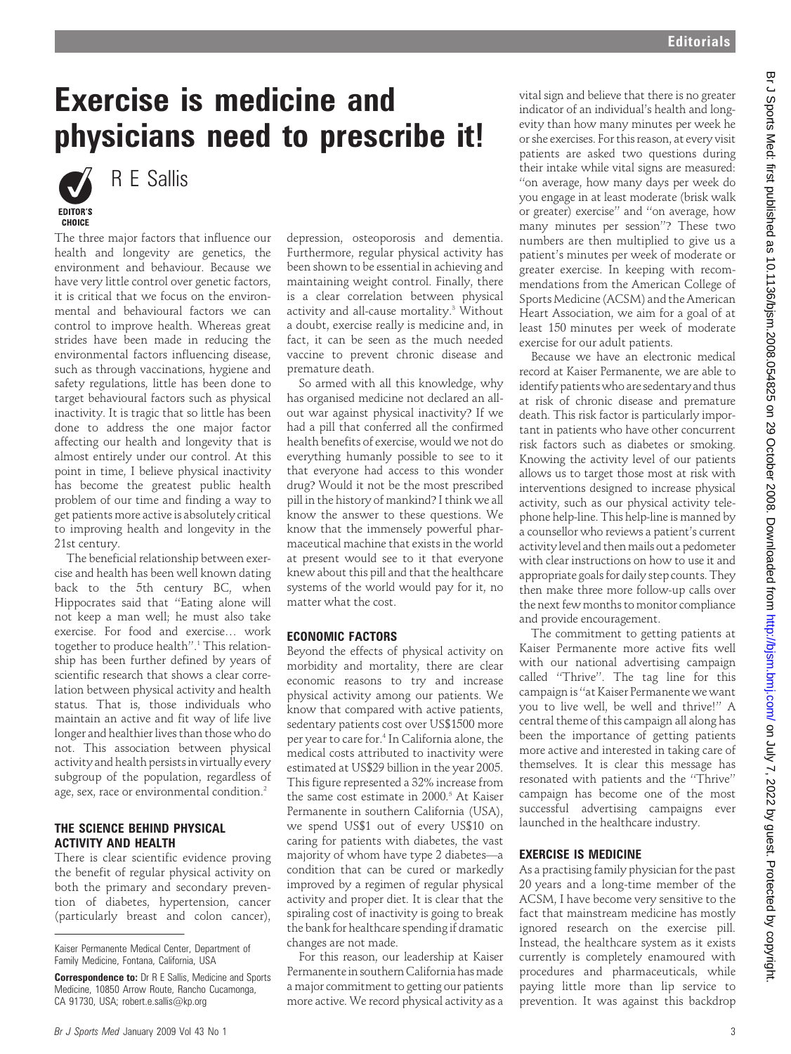# Exercise is medicine and physicians need to prescribe it!

R E Sallis

EDITOR'S CHOICE

The three major factors that influence our health and longevity are genetics, the environment and behaviour. Because we have very little control over genetic factors, it is critical that we focus on the environmental and behavioural factors we can control to improve health. Whereas great strides have been made in reducing the environmental factors influencing disease, such as through vaccinations, hygiene and safety regulations, little has been done to target behavioural factors such as physical inactivity. It is tragic that so little has been done to address the one major factor affecting our health and longevity that is almost entirely under our control. At this point in time, I believe physical inactivity has become the greatest public health problem of our time and finding a way to get patients more active is absolutely critical to improving health and longevity in the 21st century.

The beneficial relationship between exercise and health has been well known dating back to the 5th century BC, when Hippocrates said that "Eating alone will not keep a man well; he must also take exercise. For food and exercise… work together to produce health".[1] This relationship has been further defined by years of scientific research that shows a clear correlation between physical activity and health status. That is, those individuals who maintain an active and fit way of life live longer and healthier lives than those who do not. This association between physical activity and health persists in virtually every subgroup of the population, regardless of age, sex, race or environmental condition.[2]

## THE SCIENCE BEHIND PHYSICAL ACTIVITY AND HEALTH

There is clear scientific evidence proving the benefit of regular physical activity on both the primary and secondary prevention of diabetes, hypertension, cancer (particularly breast and colon cancer), depression, osteoporosis and dementia. Furthermore, regular physical activity has been shown to be essential in achieving and maintaining weight control. Finally, there is a clear correlation between physical activity and all-cause mortality.[3] Without a doubt, exercise really is medicine and, in fact, it can be seen as the much needed vaccine to prevent chronic disease and premature death.

So armed with all this knowledge, why has organised medicine not declared an all-out war against physical inactivity? If we had a pill that conferred all the confirmed health benefits of exercise, would we not do everything humanly possible to see to it that everyone had access to this wonder drug? Would it not be the most prescribed pill in the history of mankind? I think we all know the answer to these questions. We know that the immensely powerful pharmaceutical machine that exists in the world at present would see to it that everyone knew about this pill and that the healthcare systems of the world would pay for it, no matter what the cost.

## ECONOMIC FACTORS

Beyond the effects of physical activity on morbidity and mortality, there are clear economic reasons to try and increase physical activity among our patients. We know that compared with active patients, sedentary patients cost over US$1500 more per year to care for.[4] In California alone, the medical costs attributed to inactivity were estimated at US$29 billion in the year 2005. This figure represented a 32% increase from the same cost estimate in 2000.[5] At Kaiser Permanente in southern California (USA), we spend US$1 out of every US$10 on caring for patients with diabetes, the vast majority of whom have type 2 diabetes—a condition that can be cured or markedly improved by a regimen of regular physical activity and proper diet. It is clear that the spiraling cost of inactivity is going to break the bank for healthcare spending if dramatic changes are not made.

For this reason, our leadership at Kaiser Permanente in southern California has made a major commitment to getting our patients more active. We record physical activity as a vital sign and believe that there is no greater indicator of an individual's health and longevity than how many minutes per week he or she exercises. For this reason, at every visit patients are asked two questions during their intake while vital signs are measured: "on average, how many days per week do you engage in at least moderate (brisk walk or greater) exercise" and "on average, how many minutes per session"? These two numbers are then multiplied to give us a patient's minutes per week of moderate or greater exercise. In keeping with recommendations from the American College of Sports Medicine (ACSM) and the American Heart Association, we aim for a goal of at least 150 minutes per week of moderate exercise for our adult patients.

Because we have an electronic medical record at Kaiser Permanente, we are able to identify patients who are sedentary and thus at risk of chronic disease and premature death. This risk factor is particularly important in patients who have other concurrent risk factors such as diabetes or smoking. Knowing the activity level of our patients allows us to target those most at risk with interventions designed to increase physical activity, such as our physical activity telephone help-line. This help-line is manned by a counsellor who reviews a patient's current activity level and then mails out a pedometer with clear instructions on how to use it and appropriate goals for daily step counts. They then make three more follow-up calls over the next few months to monitor compliance and provide encouragement.

The commitment to getting patients at Kaiser Permanente more active fits well with our national advertising campaign called "Thrive". The tag line for this campaign is "at Kaiser Permanente we want you to live well, be well and thrive!" A central theme of this campaign all along has been the importance of getting patients more active and interested in taking care of themselves. It is clear this message has resonated with patients and the "Thrive" campaign has become one of the most successful advertising campaigns ever launched in the healthcare industry.

## EXERCISE IS MEDICINE

As a practising family physician for the past 20 years and a long-time member of the ACSM, I have become very sensitive to the fact that mainstream medicine has mostly ignored research on the exercise pill. Instead, the healthcare system as it exists currently is completely enamoured with procedures and pharmaceuticals, while paying little more than lip service to prevention. It was against this backdrop

---

Kaiser Permanente Medical Center, Department of Family Medicine, Fontana, California, USA

**Correspondence to:** Dr R E Sallis, Medicine and Sports Medicine, 10850 Arrow Route, Rancho Cucamonga, CA 91730, USA; robert.e.sallis@kp.org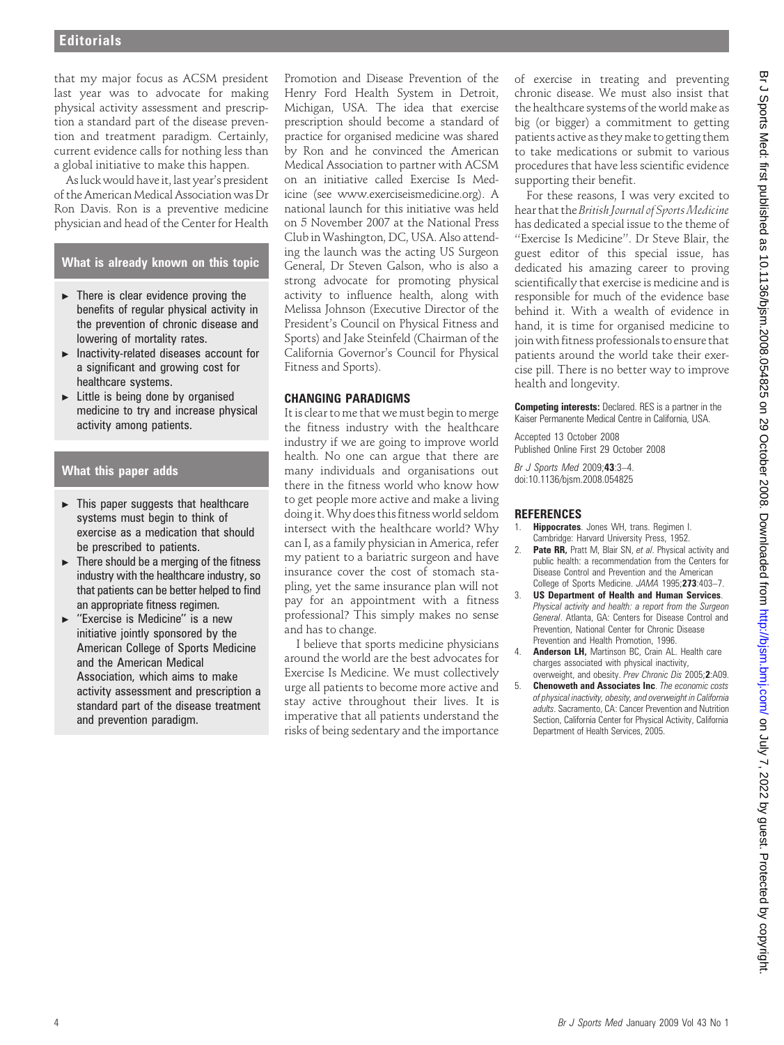that my major focus as ACSM president last year was to advocate for making physical activity assessment and prescription a standard part of the disease prevention and treatment paradigm. Certainly, current evidence calls for nothing less than a global initiative to make this happen.

As luck would have it, last year's president of the American Medical Association was Dr Ron Davis. Ron is a preventive medicine physician and head of the Center for Health Promotion and Disease Prevention of the Henry Ford Health System in Detroit, Michigan, USA. The idea that exercise prescription should become a standard of practice for organised medicine was shared by Ron and he convinced the American Medical Association to partner with ACSM on an initiative called Exercise Is Medicine (see www.exerciseismedicine.org). A national launch for this initiative was held on 5 November 2007 at the National Press Club in Washington, DC, USA. Also attending the launch was the acting US Surgeon General, Dr Steven Galson, who is also a strong advocate for promoting physical activity to influence health, along with Melissa Johnson (Executive Director of the President's Council on Physical Fitness and Sports) and Jake Steinfeld (Chairman of the California Governor's Council for Physical Fitness and Sports).

## CHANGING PARADIGMS

It is clear to me that we must begin to merge the fitness industry with the healthcare industry if we are going to improve world health. No one can argue that there are many individuals and organisations out there in the fitness world who know how to get people more active and make a living doing it. Why does this fitness world seldom intersect with the healthcare world? Why can I, as a family physician in America, refer my patient to a bariatric surgeon and have insurance cover the cost of stomach stapling, yet the same insurance plan will not pay for an appointment with a fitness professional? This simply makes no sense and has to change.

I believe that sports medicine physicians around the world are the best advocates for Exercise Is Medicine. We must collectively urge all patients to become more active and stay active throughout their lives. It is imperative that all patients understand the risks of being sedentary and the importance of exercise in treating and preventing chronic disease. We must also insist that the healthcare systems of the world make as big (or bigger) a commitment to getting patients active as they make to getting them to take medications or submit to various procedures that have less scientific evidence supporting their benefit.

For these reasons, I was very excited to hear that the *British Journal of Sports Medicine* has dedicated a special issue to the theme of "Exercise Is Medicine". Dr Steve Blair, the guest editor of this special issue, has dedicated his amazing career to proving scientifically that exercise is medicine and is responsible for much of the evidence base behind it. With a wealth of evidence in hand, it is time for organised medicine to join with fitness professionals to ensure that patients around the world take their exercise pill. There is no better way to improve health and longevity.

### What is already known on this topic

- There is clear evidence proving the benefits of regular physical activity in the prevention of chronic disease and lowering of mortality rates.
- Inactivity-related diseases account for a significant and growing cost for healthcare systems.
- Little is being done by organised medicine to try and increase physical activity among patients.

### What this paper adds

- This paper suggests that healthcare systems must begin to think of exercise as a medication that should be prescribed to patients.
- There should be a merging of the fitness industry with the healthcare industry, so that patients can be better helped to find an appropriate fitness regimen.
- "Exercise is Medicine" is a new initiative jointly sponsored by the American College of Sports Medicine and the American Medical Association, which aims to make activity assessment and prescription a standard part of the disease treatment and prevention paradigm.

**Competing interests:** Declared. RES is a partner in the Kaiser Permanente Medical Centre in California, USA.

Accepted 13 October 2008
Published Online First 29 October 2008

*Br J Sports Med* 2009;**43**:3–4.
doi:10.1136/bjsm.2008.054825

## REFERENCES

1. **Hippocrates**. Jones WH, trans. Regimen I. Cambridge: Harvard University Press, 1952.
2. **Pate RR,** Pratt M, Blair SN, *et al*. Physical activity and public health: a recommendation from the Centers for Disease Control and Prevention and the American College of Sports Medicine. *JAMA* 1995;**273**:403–7.
3. **US Department of Health and Human Services**. *Physical activity and health: a report from the Surgeon General*. Atlanta, GA: Centers for Disease Control and Prevention, National Center for Chronic Disease Prevention and Health Promotion, 1996.
4. **Anderson LH,** Martinson BC, Crain AL. Health care charges associated with physical inactivity, overweight, and obesity. *Prev Chronic Dis* 2005;**2**:A09.
5. **Chenoweth and Associates Inc**. *The economic costs of physical inactivity, obesity, and overweight in California adults*. Sacramento, CA: Cancer Prevention and Nutrition Section, California Center for Physical Activity, California Department of Health Services, 2005.